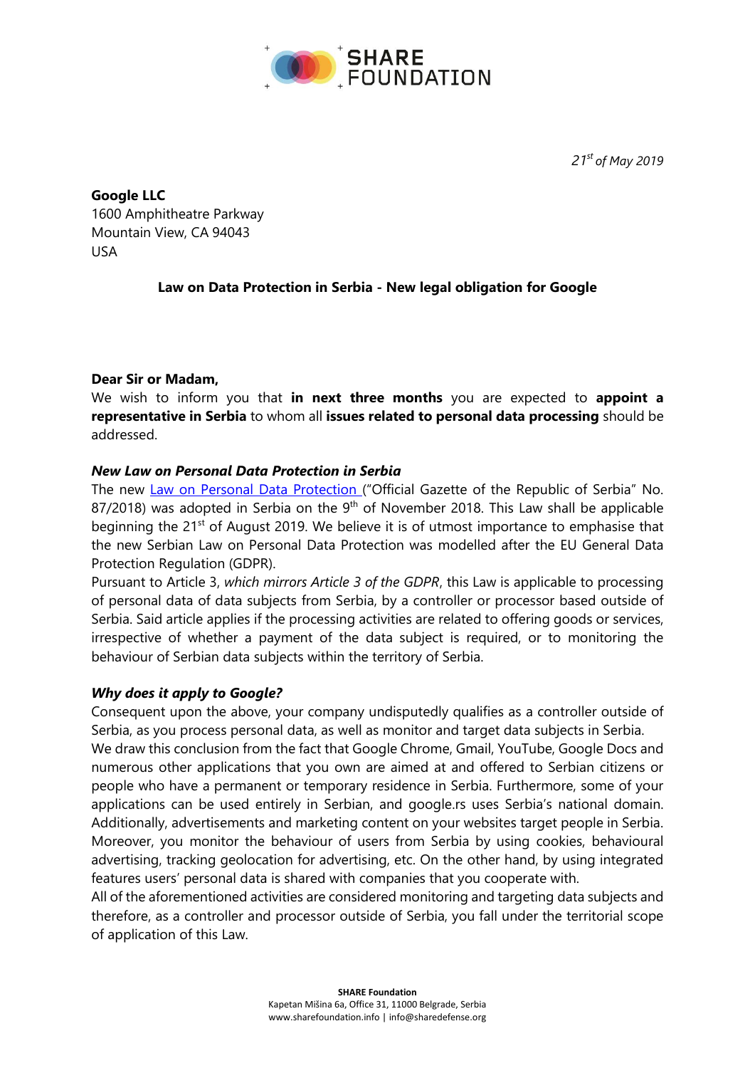SHARE FOUNDATION

*21st of May 2019*

**Google LLC**
1600 Amphitheatre Parkway
Mountain View, CA 94043
USA

**Law on Data Protection in Serbia - New legal obligation for Google**

**Dear Sir or Madam,**

We wish to inform you that **in next three months** you are expected to **appoint a representative in Serbia** to whom all **issues related to personal data processing** should be addressed.

***New Law on Personal Data Protection in Serbia***

The new Law on Personal Data Protection ("Official Gazette of the Republic of Serbia" No. 87/2018) was adopted in Serbia on the 9th of November 2018. This Law shall be applicable beginning the 21st of August 2019. We believe it is of utmost importance to emphasise that the new Serbian Law on Personal Data Protection was modelled after the EU General Data Protection Regulation (GDPR).

Pursuant to Article 3, *which mirrors Article 3 of the GDPR*, this Law is applicable to processing of personal data of data subjects from Serbia, by a controller or processor based outside of Serbia. Said article applies if the processing activities are related to offering goods or services, irrespective of whether a payment of the data subject is required, or to monitoring the behaviour of Serbian data subjects within the territory of Serbia.

***Why does it apply to Google?***

Consequent upon the above, your company undisputedly qualifies as a controller outside of Serbia, as you process personal data, as well as monitor and target data subjects in Serbia.

We draw this conclusion from the fact that Google Chrome, Gmail, YouTube, Google Docs and numerous other applications that you own are aimed at and offered to Serbian citizens or people who have a permanent or temporary residence in Serbia. Furthermore, some of your applications can be used entirely in Serbian, and google.rs uses Serbia's national domain. Additionally, advertisements and marketing content on your websites target people in Serbia. Moreover, you monitor the behaviour of users from Serbia by using cookies, behavioural advertising, tracking geolocation for advertising, etc. On the other hand, by using integrated features users' personal data is shared with companies that you cooperate with.

All of the aforementioned activities are considered monitoring and targeting data subjects and therefore, as a controller and processor outside of Serbia, you fall under the territorial scope of application of this Law.

**SHARE Foundation**
Kapetan Mišina 6a, Office 31, 11000 Belgrade, Serbia
www.sharefoundation.info | info@sharedefense.org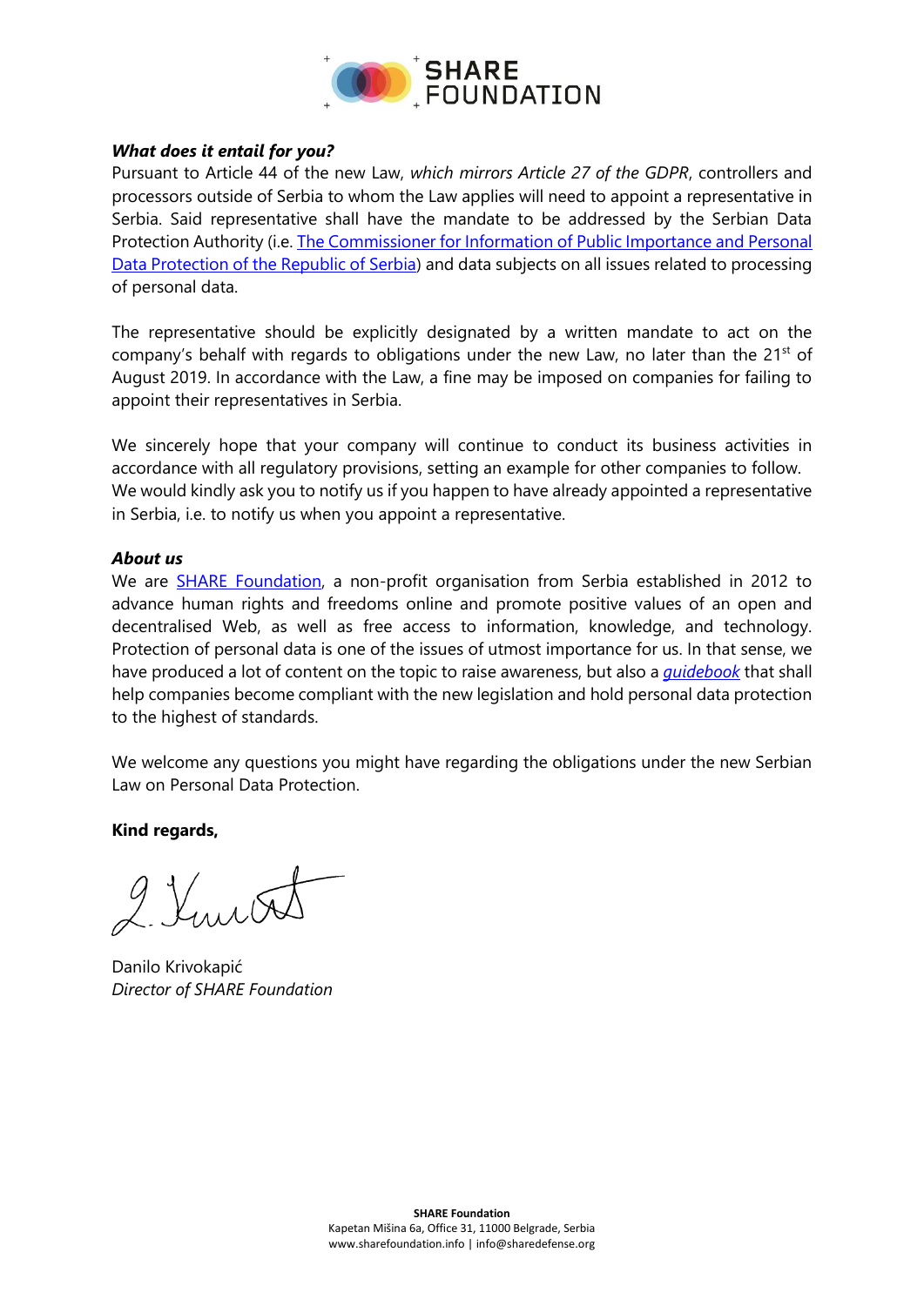***What does it entail for you?***

Pursuant to Article 44 of the new Law, *which mirrors Article 27 of the GDPR*, controllers and processors outside of Serbia to whom the Law applies will need to appoint a representative in Serbia. Said representative shall have the mandate to be addressed by the Serbian Data Protection Authority (i.e. The Commissioner for Information of Public Importance and Personal Data Protection of the Republic of Serbia) and data subjects on all issues related to processing of personal data.

The representative should be explicitly designated by a written mandate to act on the company's behalf with regards to obligations under the new Law, no later than the 21st of August 2019. In accordance with the Law, a fine may be imposed on companies for failing to appoint their representatives in Serbia.

We sincerely hope that your company will continue to conduct its business activities in accordance with all regulatory provisions, setting an example for other companies to follow. We would kindly ask you to notify us if you happen to have already appointed a representative in Serbia, i.e. to notify us when you appoint a representative.

***About us***

We are SHARE Foundation, a non-profit organisation from Serbia established in 2012 to advance human rights and freedoms online and promote positive values of an open and decentralised Web, as well as free access to information, knowledge, and technology. Protection of personal data is one of the issues of utmost importance for us. In that sense, we have produced a lot of content on the topic to raise awareness, but also a *guidebook* that shall help companies become compliant with the new legislation and hold personal data protection to the highest of standards.

We welcome any questions you might have regarding the obligations under the new Serbian Law on Personal Data Protection.

**Kind regards,**

Danilo Krivokapić
*Director of SHARE Foundation*

**SHARE Foundation**
Kapetan Mišina 6a, Office 31, 11000 Belgrade, Serbia
www.sharefoundation.info | info@sharedefense.org